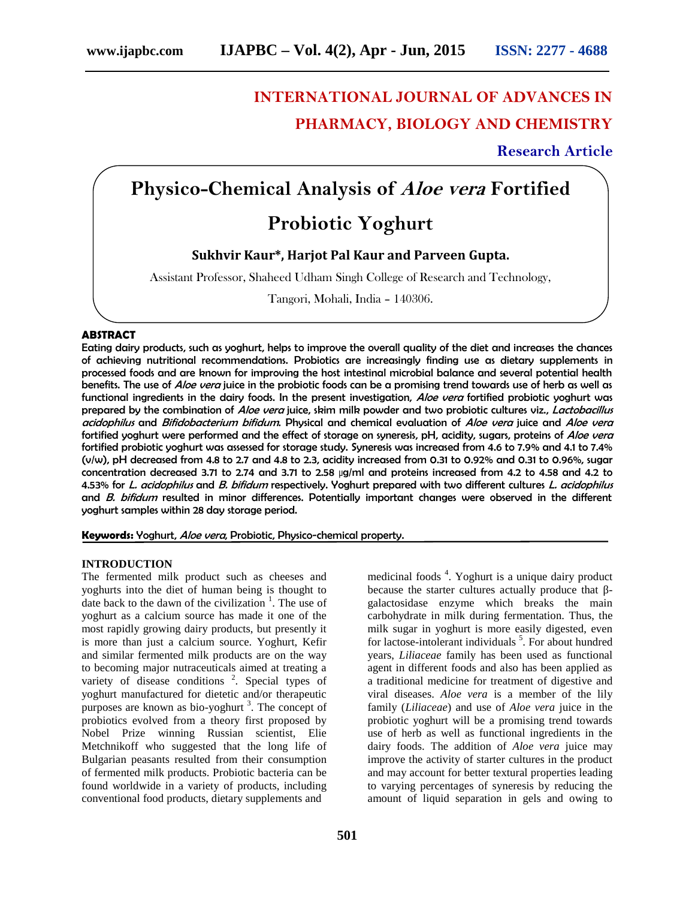INTERNATIONAL JOURNAL OF ADVANCES IN PHARMACY, BIOLOGY AND CHEMISTRY

**Research Article**

# Physico-Chemical Analysis of *Aloe vera* Fortified Probiotic Yoghurt

**Sukhvir Kaur\*, Harjot Pal Kaur and Parveen Gupta.**

Assistant Professor, Shaheed Udham Singh College of Research and Technology, Tangori, Mohali, India – 140306.

## ABSTRACT

**Eating dairy products, such as yoghurt, helps to improve the overall quality of the diet and increases the chances of achieving nutritional recommendations. Probiotics are increasingly finding use as dietary supplements in processed foods and are known for improving the host intestinal microbial balance and several potential health benefits. The use of *Aloe vera* juice in the probiotic foods can be a promising trend towards use of herb as well as functional ingredients in the dairy foods. In the present investigation, *Aloe vera* fortified probiotic yoghurt was prepared by the combination of *Aloe vera* juice, skim milk powder and two probiotic cultures viz., *Lactobacillus acidophilus* and *Bifidobacterium bifidum*. Physical and chemical evaluation of *Aloe vera* juice and *Aloe vera* fortified yoghurt were performed and the effect of storage on syneresis, pH, acidity, sugars, proteins of *Aloe vera* fortified probiotic yoghurt was assessed for storage study. Syneresis was increased from 4.6 to 7.9% and 4.1 to 7.4% (v/w), pH decreased from 4.8 to 2.7 and 4.8 to 2.3, acidity increased from 0.31 to 0.92% and 0.31 to 0.96%, sugar concentration decreased 3.71 to 2.74 and 3.71 to 2.58 µg/ml and proteins increased from 4.2 to 4.58 and 4.2 to 4.53% for *L. acidophilus* and *B. bifidum* respectively. Yoghurt prepared with two different cultures *L. acidophilus* and *B. bifidum* resulted in minor differences. Potentially important changes were observed in the different yoghurt samples within 28 day storage period.**

**Keywords:** Yoghurt, *Aloe vera*, Probiotic, Physico-chemical property.

## INTRODUCTION

The fermented milk product such as cheeses and yoghurts into the diet of human being is thought to date back to the dawn of the civilization [1]. The use of yoghurt as a calcium source has made it one of the most rapidly growing dairy products, but presently it is more than just a calcium source. Yoghurt, Kefir and similar fermented milk products are on the way to becoming major nutraceuticals aimed at treating a variety of disease conditions [2]. Special types of yoghurt manufactured for dietetic and/or therapeutic purposes are known as bio-yoghurt [3]. The concept of probiotics evolved from a theory first proposed by Nobel Prize winning Russian scientist, Elie Metchnikoff who suggested that the long life of Bulgarian peasants resulted from their consumption of fermented milk products. Probiotic bacteria can be found worldwide in a variety of products, including conventional food products, dietary supplements and medicinal foods [4]. Yoghurt is a unique dairy product because the starter cultures actually produce that β-galactosidase enzyme which breaks the main carbohydrate in milk during fermentation. Thus, the milk sugar in yoghurt is more easily digested, even for lactose-intolerant individuals [5]. For about hundred years, *Liliaceae* family has been used as functional agent in different foods and also has been applied as a traditional medicine for treatment of digestive and viral diseases. *Aloe vera* is a member of the lily family (*Liliaceae*) and use of *Aloe vera* juice in the probiotic yoghurt will be a promising trend towards use of herb as well as functional ingredients in the dairy foods. The addition of *Aloe vera* juice may improve the activity of starter cultures in the product and may account for better textural properties leading to varying percentages of syneresis by reducing the amount of liquid separation in gels and owing to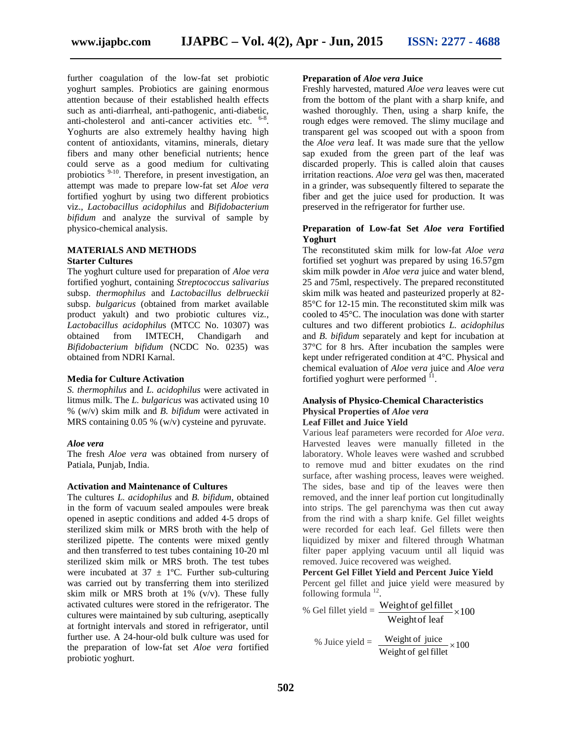further coagulation of the low-fat set probiotic yoghurt samples. Probiotics are gaining enormous attention because of their established health effects such as anti-diarrheal, anti-pathogenic, anti-diabetic, anti-cholesterol and anti-cancer activities etc. [6-8]. Yoghurts are also extremely healthy having high content of antioxidants, vitamins, minerals, dietary fibers and many other beneficial nutrients; hence could serve as a good medium for cultivating probiotics [9-10]. Therefore, in present investigation, an attempt was made to prepare low-fat set *Aloe vera* fortified yoghurt by using two different probiotics viz., *Lactobacillus acidophilus* and *Bifidobacterium bifidum* and analyze the survival of sample by physico-chemical analysis.

## MATERIALS AND METHODS

### Starter Cultures

The yoghurt culture used for preparation of *Aloe vera* fortified yoghurt, containing *Streptococcus salivarius* subsp. *thermophilus* and *Lactobacillus delbrueckii* subsp. *bulgaricus* (obtained from market available product yakult) and two probiotic cultures viz., *Lactobacillus acidophilus* (MTCC No. 10307) was obtained from IMTECH, Chandigarh and *Bifidobacterium bifidum* (NCDC No. 0235) was obtained from NDRI Karnal.

### Media for Culture Activation

*S. thermophilus* and *L. acidophilus* were activated in litmus milk. The *L. bulgaricus* was activated using 10 % (w/v) skim milk and *B. bifidum* were activated in MRS containing 0.05 % (w/v) cysteine and pyruvate.

### *Aloe vera*

The fresh *Aloe vera* was obtained from nursery of Patiala, Punjab, India.

### Activation and Maintenance of Cultures

The cultures *L. acidophilus* and *B. bifidum*, obtained in the form of vacuum sealed ampoules were break opened in aseptic conditions and added 4-5 drops of sterilized skim milk or MRS broth with the help of sterilized pipette. The contents were mixed gently and then transferred to test tubes containing 10-20 ml sterilized skim milk or MRS broth. The test tubes were incubated at 37 ± 1ºC. Further sub-culturing was carried out by transferring them into sterilized skim milk or MRS broth at 1% (v/v). These fully activated cultures were stored in the refrigerator. The cultures were maintained by sub culturing, aseptically at fortnight intervals and stored in refrigerator, until further use. A 24-hour-old bulk culture was used for the preparation of low-fat set *Aloe vera* fortified probiotic yoghurt.

### Preparation of *Aloe vera* Juice

Freshly harvested, matured *Aloe vera* leaves were cut from the bottom of the plant with a sharp knife, and washed thoroughly. Then, using a sharp knife, the rough edges were removed. The slimy mucilage and transparent gel was scooped out with a spoon from the *Aloe vera* leaf. It was made sure that the yellow sap exuded from the green part of the leaf was discarded properly. This is called aloin that causes irritation reactions. *Aloe vera* gel was then, macerated in a grinder, was subsequently filtered to separate the fiber and get the juice used for production. It was preserved in the refrigerator for further use.

### Preparation of Low-fat Set *Aloe vera* Fortified Yoghurt

The reconstituted skim milk for low-fat *Aloe vera* fortified set yoghurt was prepared by using 16.57gm skim milk powder in *Aloe vera* juice and water blend, 25 and 75ml, respectively. The prepared reconstituted skim milk was heated and pasteurized properly at 82-85°C for 12-15 min. The reconstituted skim milk was cooled to 45°C. The inoculation was done with starter cultures and two different probiotics *L. acidophilus* and *B. bifidum* separately and kept for incubation at 37°C for 8 hrs. After incubation the samples were kept under refrigerated condition at 4°C. Physical and chemical evaluation of *Aloe vera* juice and *Aloe vera* fortified yoghurt were performed [11].

### Analysis of Physico-Chemical Characteristics

#### Physical Properties of *Aloe vera*

#### Leaf Fillet and Juice Yield

Various leaf parameters were recorded for *Aloe vera*. Harvested leaves were manually filleted in the laboratory. Whole leaves were washed and scrubbed to remove mud and bitter exudates on the rind surface, after washing process, leaves were weighed. The sides, base and tip of the leaves were then removed, and the inner leaf portion cut longitudinally into strips. The gel parenchyma was then cut away from the rind with a sharp knife. Gel fillet weights were recorded for each leaf. Gel fillets were then liquidized by mixer and filtered through Whatman filter paper applying vacuum until all liquid was removed. Juice recovered was weighed.

#### Percent Gel Fillet Yield and Percent Juice Yield

Percent gel fillet and juice yield were measured by following formula [12].

$$\text{\% Gel fillet yield} = \frac{\text{Weight of gel fillet}}{\text{Weight of leaf}} \times 100$$

$$\text{\% Juice yield} = \frac{\text{Weight of juice}}{\text{Weight of gel fillet}} \times 100$$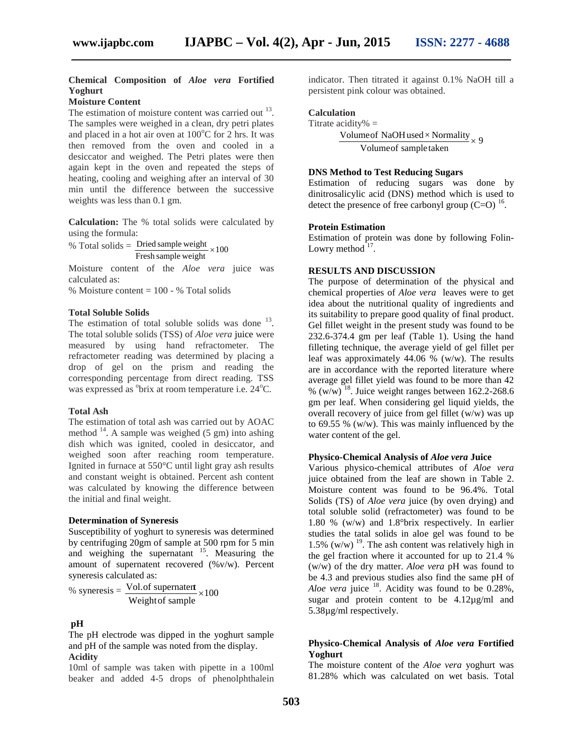### Chemical Composition of *Aloe vera* Fortified Yoghurt

#### Moisture Content

The estimation of moisture content was carried out [13]. The samples were weighed in a clean, dry petri plates and placed in a hot air oven at 100°C for 2 hrs. It was then removed from the oven and cooled in a desiccator and weighed. The Petri plates were then again kept in the oven and repeated the steps of heating, cooling and weighing after an interval of 30 min until the difference between the successive weights was less than 0.1 gm.

**Calculation:** The % total solids were calculated by using the formula:

$$\% \text{ Total solids} = \frac{\text{Dried sample weight}}{\text{Fresh sample weight}} \times 100$$

Moisture content of the *Aloe vera* juice was calculated as:

% Moisture content = 100 - % Total solids

#### Total Soluble Solids

The estimation of total soluble solids was done [13]. The total soluble solids (TSS) of *Aloe vera* juice were measured by using hand refractometer. The refractometer reading was determined by placing a drop of gel on the prism and reading the corresponding percentage from direct reading. TSS was expressed as °brix at room temperature i.e. 24°C.

#### Total Ash

The estimation of total ash was carried out by AOAC method [14]. A sample was weighed (5 gm) into ashing dish which was ignited, cooled in desiccator, and weighed soon after reaching room temperature. Ignited in furnace at 550°C until light gray ash results and constant weight is obtained. Percent ash content was calculated by knowing the difference between the initial and final weight.

#### Determination of Syneresis

Susceptibility of yoghurt to syneresis was determined by centrifuging 20gm of sample at 500 rpm for 5 min and weighing the supernatant [15]. Measuring the amount of supernatent recovered (%v/w). Percent syneresis calculated as:

$$\% \text{ syneresis} = \frac{\text{Vol. of supernatent}}{\text{Weight of sample}} \times 100$$

#### pH

The pH electrode was dipped in the yoghurt sample and pH of the sample was noted from the display.

#### Acidity

10ml of sample was taken with pipette in a 100ml beaker and added 4-5 drops of phenolphthalein indicator. Then titrated it against 0.1% NaOH till a persistent pink colour was obtained.

#### Calculation

Titrate acidity% =

$$\frac{\text{Volume of NaOH used} \times \text{Normality}}{\text{Volume of sample taken}} \times 9$$

#### DNS Method to Test Reducing Sugars

Estimation of reducing sugars was done by dinitrosalicylic acid (DNS) method which is used to detect the presence of free carbonyl group (C=O) [16].

#### Protein Estimation

Estimation of protein was done by following Folin-Lowry method [17].

## RESULTS AND DISCUSSION

The purpose of determination of the physical and chemical properties of *Aloe vera* leaves were to get idea about the nutritional quality of ingredients and its suitability to prepare good quality of final product. Gel fillet weight in the present study was found to be 232.6-374.4 gm per leaf (Table 1). Using the hand filleting technique, the average yield of gel fillet per leaf was approximately 44.06 % (w/w). The results are in accordance with the reported literature where average gel fillet yield was found to be more than 42 % (w/w) [18]. Juice weight ranges between 162.2-268.6 gm per leaf. When considering gel liquid yields, the overall recovery of juice from gel fillet (w/w) was up to 69.55 % (w/w). This was mainly influenced by the water content of the gel.

### Physico-Chemical Analysis of *Aloe vera* Juice

Various physico-chemical attributes of *Aloe vera* juice obtained from the leaf are shown in Table 2. Moisture content was found to be 96.4%. Total Solids (TS) of *Aloe vera* juice (by oven drying) and total soluble solid (refractometer) was found to be 1.80 % (w/w) and 1.8°brix respectively. In earlier studies the tatal solids in aloe gel was found to be 1.5% (w/w) [19]. The ash content was relatively high in the gel fraction where it accounted for up to 21.4 % (w/w) of the dry matter. *Aloe vera* pH was found to be 4.3 and previous studies also find the same pH of *Aloe vera* juice [18]. Acidity was found to be 0.28%, sugar and protein content to be 4.12µg/ml and 5.38µg/ml respectively.

### Physico-Chemical Analysis of *Aloe vera* Fortified Yoghurt

The moisture content of the *Aloe vera* yoghurt was 81.28% which was calculated on wet basis. Total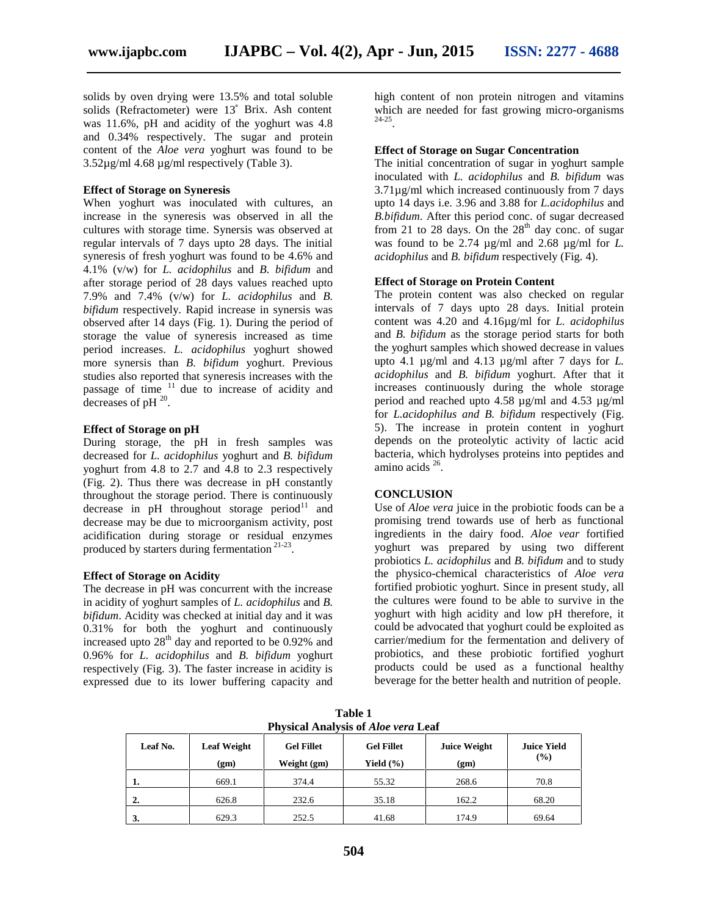solids by oven drying were 13.5% and total soluble solids (Refractometer) were 13° Brix. Ash content was 11.6%, pH and acidity of the yoghurt was 4.8 and 0.34% respectively. The sugar and protein content of the *Aloe vera* yoghurt was found to be 3.52µg/ml 4.68 µg/ml respectively (Table 3).

**Effect of Storage on Syneresis**

When yoghurt was inoculated with cultures, an increase in the syneresis was observed in all the cultures with storage time. Synersis was observed at regular intervals of 7 days upto 28 days. The initial syneresis of fresh yoghurt was found to be 4.6% and 4.1% (v/w) for *L. acidophilus* and *B. bifidum* and after storage period of 28 days values reached upto 7.9% and 7.4% (v/w) for *L. acidophilus* and *B. bifidum* respectively. Rapid increase in synersis was observed after 14 days (Fig. 1). During the period of storage the value of syneresis increased as time period increases. *L. acidophilus* yoghurt showed more synersis than *B. bifidum* yoghurt. Previous studies also reported that syneresis increases with the passage of time [11] due to increase of acidity and decreases of pH [20].

**Effect of Storage on pH**

During storage, the pH in fresh samples was decreased for *L. acidophilus* yoghurt and *B. bifidum* yoghurt from 4.8 to 2.7 and 4.8 to 2.3 respectively (Fig. 2). Thus there was decrease in pH constantly throughout the storage period. There is continuously decrease in pH throughout storage period[11] and decrease may be due to microorganism activity, post acidification during storage or residual enzymes produced by starters during fermentation [21-23].

**Effect of Storage on Acidity**

The decrease in pH was concurrent with the increase in acidity of yoghurt samples of *L. acidophilus* and *B. bifidum*. Acidity was checked at initial day and it was 0.31% for both the yoghurt and continuously increased upto 28th day and reported to be 0.92% and 0.96% for *L. acidophilus* and *B. bifidum* yoghurt respectively (Fig. 3). The faster increase in acidity is expressed due to its lower buffering capacity and high content of non protein nitrogen and vitamins which are needed for fast growing micro-organisms [24-25].

**Effect of Storage on Sugar Concentration**

The initial concentration of sugar in yoghurt sample inoculated with *L. acidophilus* and *B. bifidum* was 3.71µg/ml which increased continuously from 7 days upto 14 days i.e. 3.96 and 3.88 for *L.acidophilus* and *B.bifidum*. After this period conc. of sugar decreased from 21 to 28 days. On the 28th day conc. of sugar was found to be 2.74 µg/ml and 2.68 µg/ml for *L. acidophilus* and *B. bifidum* respectively (Fig. 4).

**Effect of Storage on Protein Content**

The protein content was also checked on regular intervals of 7 days upto 28 days. Initial protein content was 4.20 and 4.16µg/ml for *L. acidophilus* and *B. bifidum* as the storage period starts for both the yoghurt samples which showed decrease in values upto 4.1 µg/ml and 4.13 µg/ml after 7 days for *L. acidophilus* and *B. bifidum* yoghurt. After that it increases continuously during the whole storage period and reached upto 4.58 µg/ml and 4.53 µg/ml for *L.acidophilus and B. bifidum* respectively (Fig. 5). The increase in protein content in yoghurt depends on the proteolytic activity of lactic acid bacteria, which hydrolyses proteins into peptides and amino acids [26].

## CONCLUSION

Use of *Aloe vera* juice in the probiotic foods can be a promising trend towards use of herb as functional ingredients in the dairy food. *Aloe vear* fortified yoghurt was prepared by using two different probiotics *L. acidophilus* and *B. bifidum* and to study the physico-chemical characteristics of *Aloe vera* fortified probiotic yoghurt. Since in present study, all the cultures were found to be able to survive in the yoghurt with high acidity and low pH therefore, it could be advocated that yoghurt could be exploited as carrier/medium for the fermentation and delivery of probiotics, and these probiotic fortified yoghurt products could be used as a functional healthy beverage for the better health and nutrition of people.

**Table 1**
**Physical Analysis of *Aloe vera* Leaf**

| Leaf No. | Leaf Weight (gm) | Gel Fillet Weight (gm) | Gel Fillet Yield (%) | Juice Weight (gm) | Juice Yield (%) |
|---|---|---|---|---|---|
| 1. | 669.1 | 374.4 | 55.32 | 268.6 | 70.8 |
| 2. | 626.8 | 232.6 | 35.18 | 162.2 | 68.20 |
| 3. | 629.3 | 252.5 | 41.68 | 174.9 | 69.64 |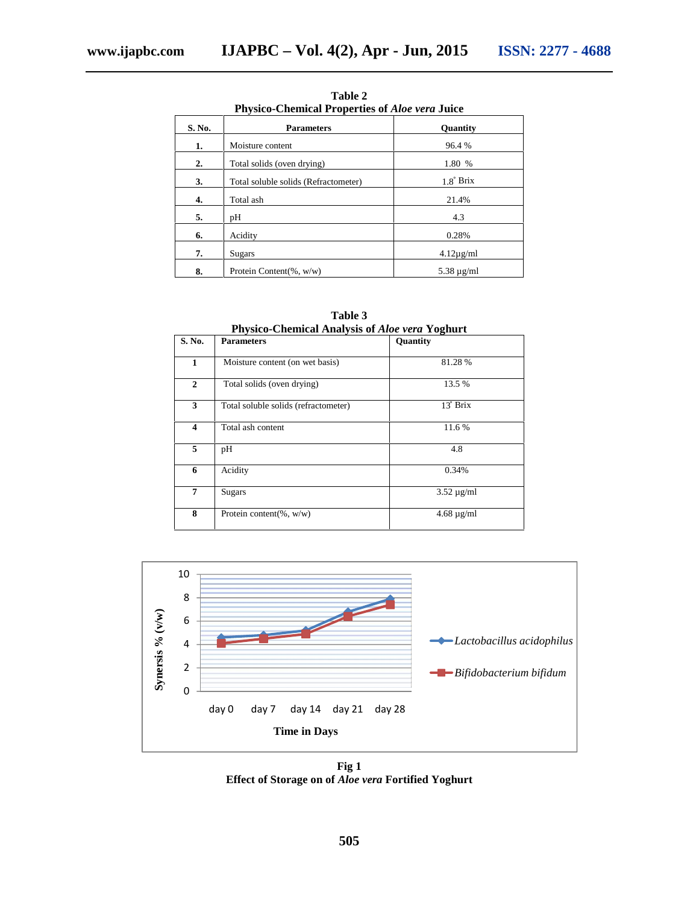**Table 2**
**Physico-Chemical Properties of *Aloe vera* Juice**

| S. No. | Parameters | Quantity |
|---|---|---|
| 1. | Moisture content | 96.4 % |
| 2. | Total solids (oven drying) | 1.80 % |
| 3. | Total soluble solids (Refractometer) | 1.8° Brix |
| 4. | Total ash | 21.4% |
| 5. | pH | 4.3 |
| 6. | Acidity | 0.28% |
| 7. | Sugars | 4.12µg/ml |
| 8. | Protein Content(%, w/w) | 5.38 µg/ml |

**Table 3**
**Physico-Chemical Analysis of *Aloe vera* Yoghurt**

| S. No. | Parameters | Quantity |
|---|---|---|
| 1 | Moisture content (on wet basis) | 81.28 % |
| 2 | Total solids (oven drying) | 13.5 % |
| 3 | Total soluble solids (refractometer) | 13° Brix |
| 4 | Total ash content | 11.6 % |
| 5 | pH | 4.8 |
| 6 | Acidity | 0.34% |
| 7 | Sugars | 3.52 µg/ml |
| 8 | Protein content(%, w/w) | 4.68 µg/ml |

**Fig 1**
**Effect of Storage on of *Aloe vera* Fortified Yoghurt**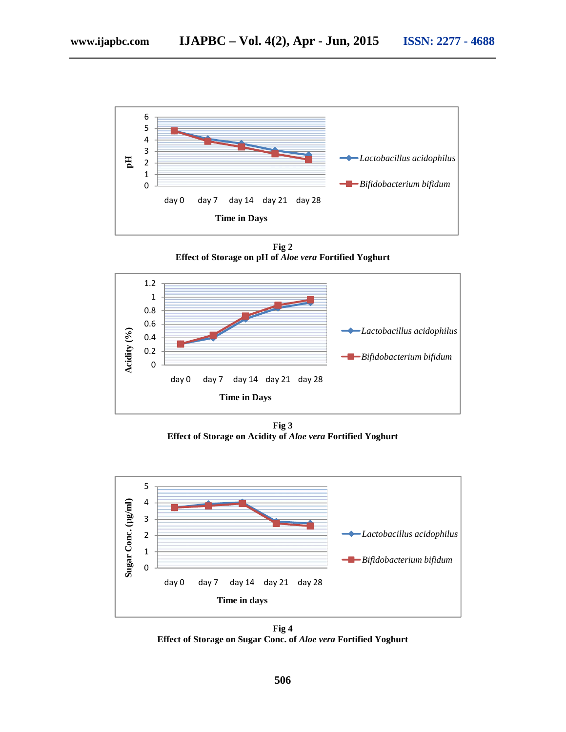Fig 2

**Effect of Storage on pH of *Aloe vera* Fortified Yoghurt**

Fig 3

**Effect of Storage on Acidity of *Aloe vera* Fortified Yoghurt**

Fig 4

**Effect of Storage on Sugar Conc. of *Aloe vera* Fortified Yoghurt**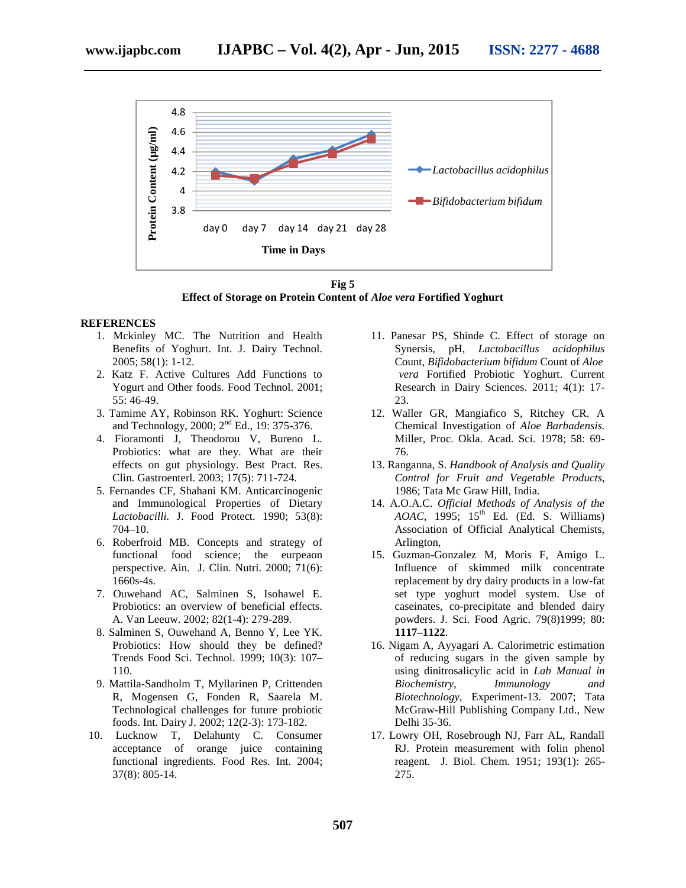**Fig 5**
**Effect of Storage on Protein Content of *Aloe vera* Fortified Yoghurt**

## REFERENCES

1. Mckinley MC. The Nutrition and Health Benefits of Yoghurt. Int. J. Dairy Technol. 2005; 58(1): 1-12.
2. Katz F. Active Cultures Add Functions to Yogurt and Other foods. Food Technol. 2001; 55: 46-49.
3. Tamime AY, Robinson RK. Yoghurt: Science and Technology, 2000; 2nd Ed., 19: 375-376.
4. Fioramonti J, Theodorou V, Bureno L. Probiotics: what are they. What are their effects on gut physiology. Best Pract. Res. Clin. Gastroenterl. 2003; 17(5): 711-724.
5. Fernandes CF, Shahani KM. Anticarcinogenic and Immunological Properties of Dietary *Lactobacilli.* J. Food Protect. 1990; 53(8): 704–10.
6. Roberfroid MB. Concepts and strategy of functional food science; the eurpeaon perspective. Ain. J. Clin. Nutri. 2000; 71(6): 1660s-4s.
7. Ouwehand AC, Salminen S, Isohawel E. Probiotics: an overview of beneficial effects. A. Van Leeuw. 2002; 82(1-4): 279-289.
8. Salminen S, Ouwehand A, Benno Y, Lee YK. Probiotics: How should they be defined? Trends Food Sci. Technol. 1999; 10(3): 107–110.
9. Mattila-Sandholm T, Myllarinen P, Crittenden R, Mogensen G, Fonden R, Saarela M. Technological challenges for future probiotic foods. Int. Dairy J. 2002; 12(2-3): 173-182.
10. Lucknow T, Delahunty C. Consumer acceptance of orange juice containing functional ingredients. Food Res. Int. 2004; 37(8): 805-14.
11. Panesar PS, Shinde C. Effect of storage on Synersis, pH, *Lactobacillus acidophilus* Count, *Bifidobacterium bifidum* Count of *Aloe vera* Fortified Probiotic Yoghurt. Current Research in Dairy Sciences. 2011; 4(1): 17-23.
12. Waller GR, Mangiafico S, Ritchey CR. A Chemical Investigation of *Aloe Barbadensis.* Miller, Proc. Okla. Acad. Sci. 1978; 58: 69-76.
13. Ranganna, S. *Handbook of Analysis and Quality Control for Fruit and Vegetable Products*, 1986; Tata Mc Graw Hill, India.
14. A.O.A.C. *Official Methods of Analysis of the AOAC*, 1995; 15th Ed. (Ed. S. Williams) Association of Official Analytical Chemists, Arlington,
15. Guzman-Gonzalez M, Moris F, Amigo L. Influence of skimmed milk concentrate replacement by dry dairy products in a low-fat set type yoghurt model system. Use of caseinates, co-precipitate and blended dairy powders. J. Sci. Food Agric. 79(8)1999; 80: **1117–1122**.
16. Nigam A, Ayyagari A. Calorimetric estimation of reducing sugars in the given sample by using dinitrosalicylic acid in *Lab Manual in Biochemistry, Immunology and Biotechnology,* Experiment-13. 2007; Tata McGraw-Hill Publishing Company Ltd., New Delhi 35-36.
17. Lowry OH, Rosebrough NJ, Farr AL, Randall RJ. Protein measurement with folin phenol reagent. J. Biol. Chem. 1951; 193(1): 265-275.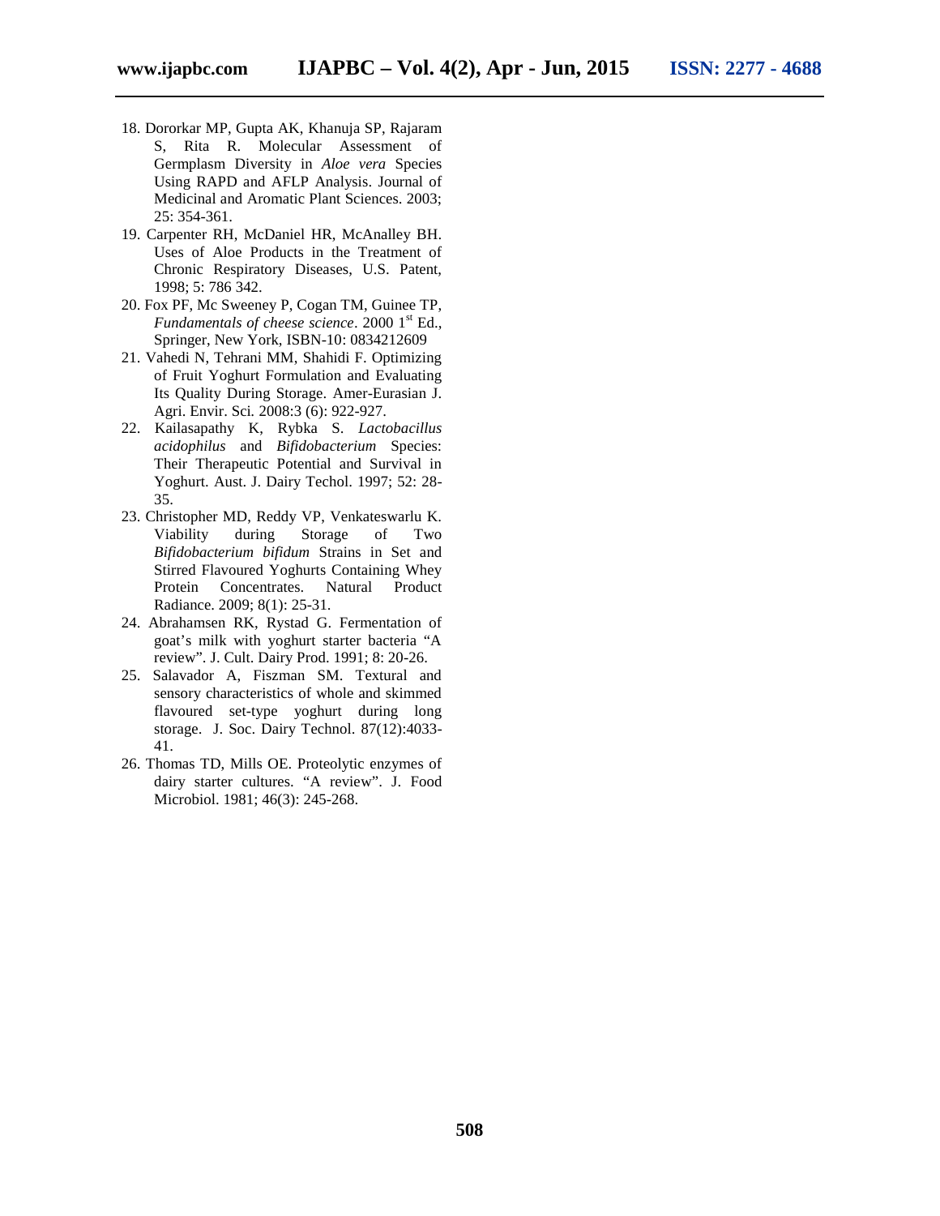18. Dororkar MP, Gupta AK, Khanuja SP, Rajaram S, Rita R. Molecular Assessment of Germplasm Diversity in *Aloe vera* Species Using RAPD and AFLP Analysis. Journal of Medicinal and Aromatic Plant Sciences. 2003; 25: 354-361.
19. Carpenter RH, McDaniel HR, McAnalley BH. Uses of Aloe Products in the Treatment of Chronic Respiratory Diseases, U.S. Patent, 1998; 5: 786 342.
20. Fox PF, Mc Sweeney P, Cogan TM, Guinee TP, *Fundamentals of cheese science*. 2000 1st Ed., Springer, New York, ISBN-10: 0834212609
21. Vahedi N, Tehrani MM, Shahidi F. Optimizing of Fruit Yoghurt Formulation and Evaluating Its Quality During Storage. Amer-Eurasian J. Agri. Envir. Sci. 2008:3 (6): 922-927.
22. Kailasapathy K, Rybka S. *Lactobacillus acidophilus* and *Bifidobacterium* Species: Their Therapeutic Potential and Survival in Yoghurt. Aust. J. Dairy Techol. 1997; 52: 28-35.
23. Christopher MD, Reddy VP, Venkateswarlu K. Viability during Storage of Two *Bifidobacterium bifidum* Strains in Set and Stirred Flavoured Yoghurts Containing Whey Protein Concentrates. Natural Product Radiance. 2009; 8(1): 25-31.
24. Abrahamsen RK, Rystad G. Fermentation of goat's milk with yoghurt starter bacteria "A review". J. Cult. Dairy Prod. 1991; 8: 20-26.
25. Salavador A, Fiszman SM. Textural and sensory characteristics of whole and skimmed flavoured set-type yoghurt during long storage. J. Soc. Dairy Technol. 87(12):4033-41.
26. Thomas TD, Mills OE. Proteolytic enzymes of dairy starter cultures. "A review". J. Food Microbiol. 1981; 46(3): 245-268.